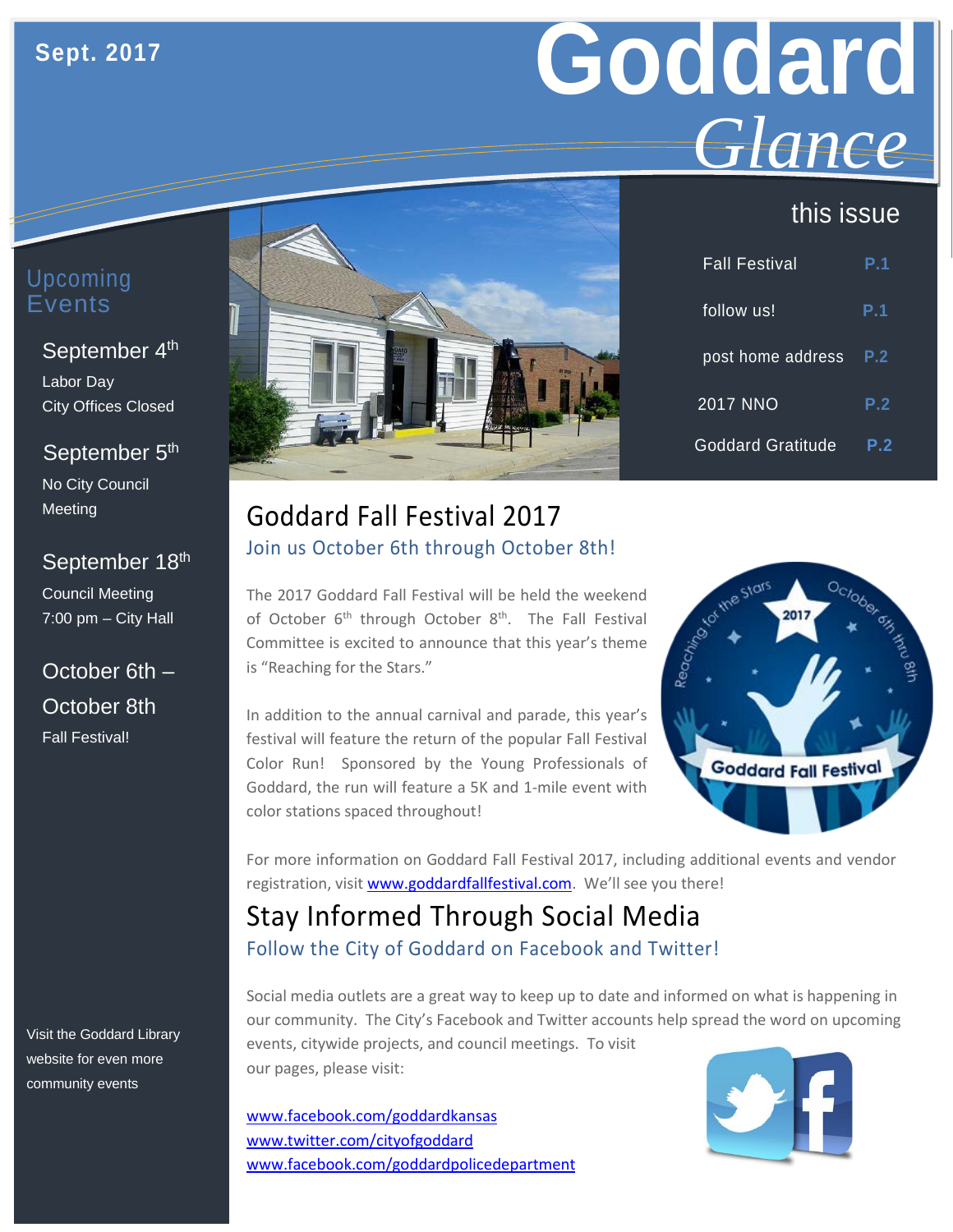Sept. 2017

# Goddard *Glance*

## this issue

| | |
|---|---|
| Fall Festival | P.1 |
| follow us! | P.1 |
| post home address | P.2 |
| 2017 NNO | P.2 |
| Goddard Gratitude | P.2 |

## Upcoming Events

**September 4th**
Labor Day
City Offices Closed

**September 5th**
No City Council Meeting

**September 18th**
Council Meeting
7:00 pm – City Hall

**October 6th – October 8th**
Fall Festival!

Visit the Goddard Library website for even more community events

## Goddard Fall Festival 2017

### Join us October 6th through October 8th!

The 2017 Goddard Fall Festival will be held the weekend of October 6th through October 8th. The Fall Festival Committee is excited to announce that this year's theme is "Reaching for the Stars."

In addition to the annual carnival and parade, this year's festival will feature the return of the popular Fall Festival Color Run! Sponsored by the Young Professionals of Goddard, the run will feature a 5K and 1-mile event with color stations spaced throughout!

For more information on Goddard Fall Festival 2017, including additional events and vendor registration, visit www.goddardfallfestival.com. We'll see you there!

## Stay Informed Through Social Media

### Follow the City of Goddard on Facebook and Twitter!

Social media outlets are a great way to keep up to date and informed on what is happening in our community. The City's Facebook and Twitter accounts help spread the word on upcoming events, citywide projects, and council meetings. To visit our pages, please visit:

www.facebook.com/goddardkansas
www.twitter.com/cityofgoddard
www.facebook.com/goddardpolicedepartment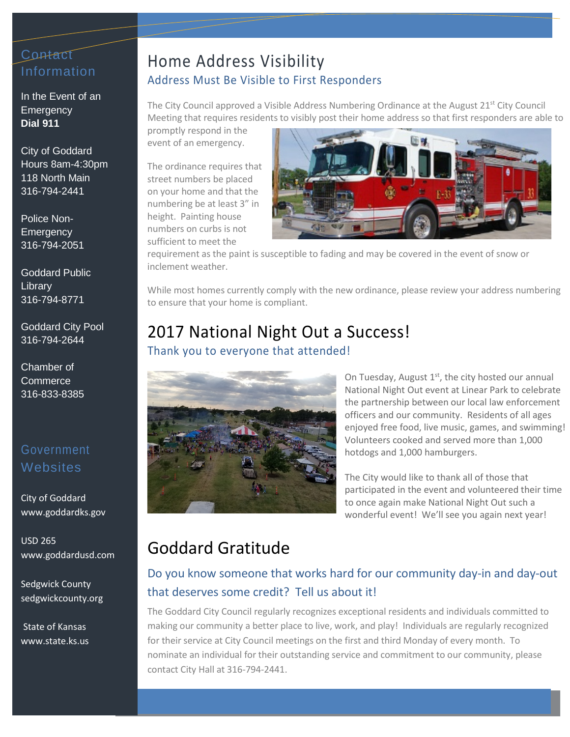## Contact Information

In the Event of an Emergency
**Dial 911**

City of Goddard
Hours 8am-4:30pm
118 North Main
316-794-2441

Police Non-Emergency
316-794-2051

Goddard Public Library
316-794-8771

Goddard City Pool
316-794-2644

Chamber of Commerce
316-833-8385

## Government Websites

City of Goddard
www.goddardks.gov

USD 265
www.goddardusd.com

Sedgwick County
sedgwickcounty.org

State of Kansas
www.state.ks.us

# Home Address Visibility

### Address Must Be Visible to First Responders

The City Council approved a Visible Address Numbering Ordinance at the August 21st City Council Meeting that requires residents to visibly post their home address so that first responders are able to promptly respond in the event of an emergency.

The ordinance requires that street numbers be placed on your home and that the numbering be at least 3" in height. Painting house numbers on curbs is not sufficient to meet the requirement as the paint is susceptible to fading and may be covered in the event of snow or inclement weather.

While most homes currently comply with the new ordinance, please review your address numbering to ensure that your home is compliant.

# 2017 National Night Out a Success!

### Thank you to everyone that attended!

On Tuesday, August 1st, the city hosted our annual National Night Out event at Linear Park to celebrate the partnership between our local law enforcement officers and our community. Residents of all ages enjoyed free food, live music, games, and swimming! Volunteers cooked and served more than 1,000 hotdogs and 1,000 hamburgers.

The City would like to thank all of those that participated in the event and volunteered their time to once again make National Night Out such a wonderful event! We'll see you again next year!

# Goddard Gratitude

### Do you know someone that works hard for our community day-in and day-out that deserves some credit? Tell us about it!

The Goddard City Council regularly recognizes exceptional residents and individuals committed to making our community a better place to live, work, and play! Individuals are regularly recognized for their service at City Council meetings on the first and third Monday of every month. To nominate an individual for their outstanding service and commitment to our community, please contact City Hall at 316-794-2441.